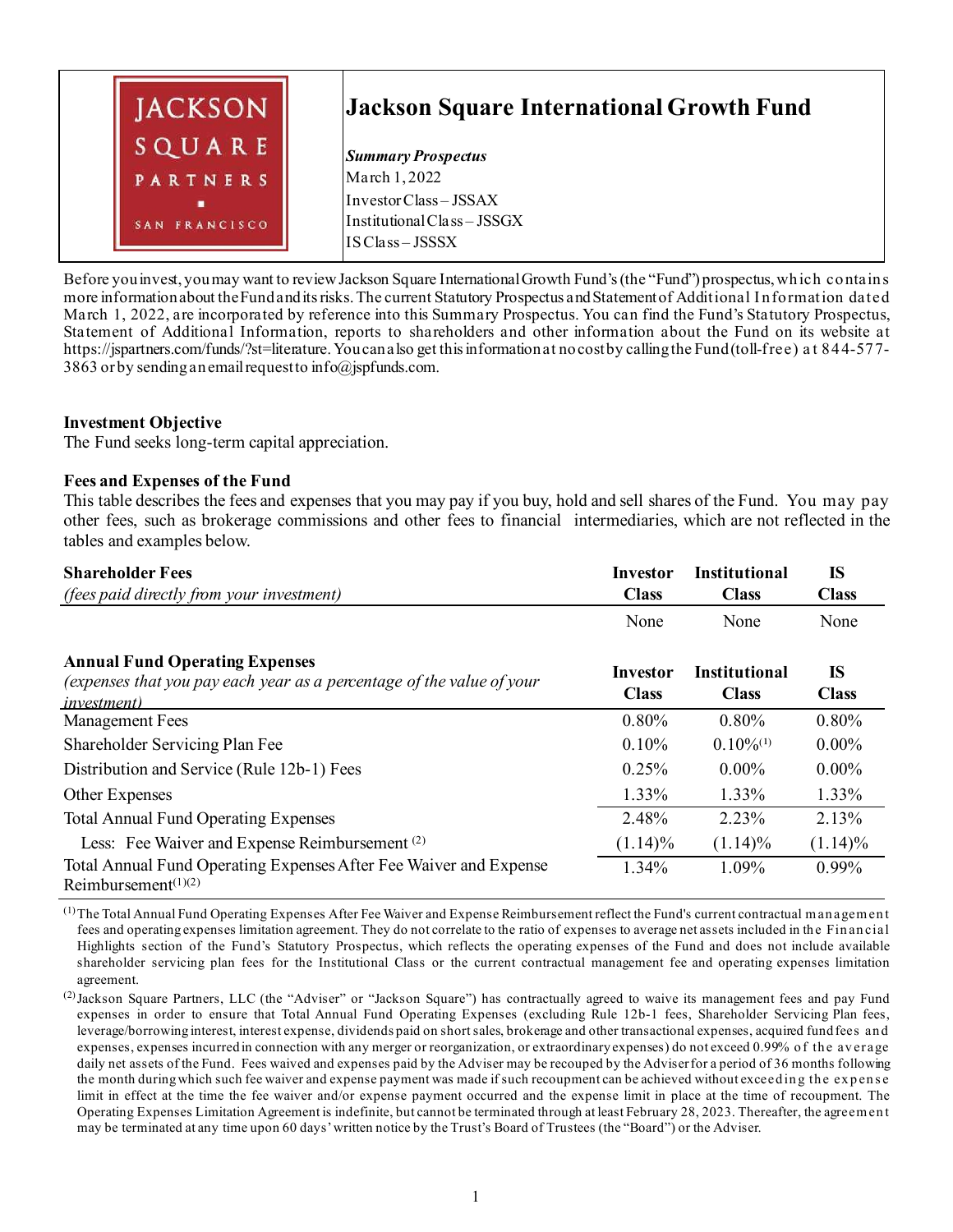# Jackson Square International Growth Fund

JACKSON SQUARE PARTNERS SAN FRANCISCO

***Summary Prospectus***
March 1, 2022
Investor Class – JSSAX
Institutional Class – JSSGX
IS Class – JSSSX

Before you invest, you may want to review Jackson Square International Growth Fund's (the "Fund") prospectus, which contains more information about the Fund and its risks. The current Statutory Prospectus and Statement of Additional Information dated March 1, 2022, are incorporated by reference into this Summary Prospectus. You can find the Fund's Statutory Prospectus, Statement of Additional Information, reports to shareholders and other information about the Fund on its website at https://jspartners.com/funds/?st=literature. You can also get this information at no cost by calling the Fund (toll-free) at 844-577-3863 or by sending an email request to info@jspfunds.com.

### Investment Objective

The Fund seeks long-term capital appreciation.

### Fees and Expenses of the Fund

This table describes the fees and expenses that you may pay if you buy, hold and sell shares of the Fund. You may pay other fees, such as brokerage commissions and other fees to financial intermediaries, which are not reflected in the tables and examples below.

| **Shareholder Fees** *(fees paid directly from your investment)* | **Investor Class** | **Institutional Class** | **IS Class** |
|---|---|---|---|
| | None | None | None |

| **Annual Fund Operating Expenses** *(expenses that you pay each year as a percentage of the value of your investment)* | **Investor Class** | **Institutional Class** | **IS Class** |
|---|---|---|---|
| Management Fees | 0.80% | 0.80% | 0.80% |
| Shareholder Servicing Plan Fee | 0.10% | 0.10%[1] | 0.00% |
| Distribution and Service (Rule 12b-1) Fees | 0.25% | 0.00% | 0.00% |
| Other Expenses | 1.33% | 1.33% | 1.33% |
| Total Annual Fund Operating Expenses | 2.48% | 2.23% | 2.13% |
| Less: Fee Waiver and Expense Reimbursement [2] | (1.14)% | (1.14)% | (1.14)% |
| Total Annual Fund Operating Expenses After Fee Waiver and Expense Reimbursement[1][2] | 1.34% | 1.09% | 0.99% |

[1] The Total Annual Fund Operating Expenses After Fee Waiver and Expense Reimbursement reflect the Fund's current contractual management fees and operating expenses limitation agreement. They do not correlate to the ratio of expenses to average net assets included in the Financial Highlights section of the Fund's Statutory Prospectus, which reflects the operating expenses of the Fund and does not include available shareholder servicing plan fees for the Institutional Class or the current contractual management fee and operating expenses limitation agreement.

[2] Jackson Square Partners, LLC (the "Adviser" or "Jackson Square") has contractually agreed to waive its management fees and pay Fund expenses in order to ensure that Total Annual Fund Operating Expenses (excluding Rule 12b-1 fees, Shareholder Servicing Plan fees, leverage/borrowing interest, interest expense, dividends paid on short sales, brokerage and other transactional expenses, acquired fund fees and expenses, expenses incurred in connection with any merger or reorganization, or extraordinary expenses) do not exceed 0.99% of the average daily net assets of the Fund. Fees waived and expenses paid by the Adviser may be recouped by the Adviser for a period of 36 months following the month during which such fee waiver and expense payment was made if such recoupment can be achieved without exceeding the expense limit in effect at the time the fee waiver and/or expense payment occurred and the expense limit in place at the time of recoupment. The Operating Expenses Limitation Agreement is indefinite, but cannot be terminated through at least February 28, 2023. Thereafter, the agreement may be terminated at any time upon 60 days' written notice by the Trust's Board of Trustees (the "Board") or the Adviser.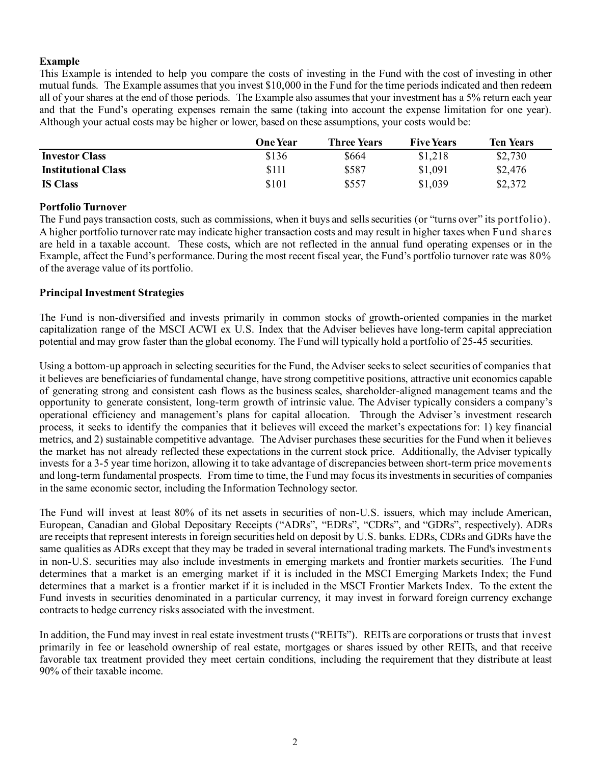**Example**

This Example is intended to help you compare the costs of investing in the Fund with the cost of investing in other mutual funds. The Example assumes that you invest $10,000 in the Fund for the time periods indicated and then redeem all of your shares at the end of those periods. The Example also assumes that your investment has a 5% return each year and that the Fund's operating expenses remain the same (taking into account the expense limitation for one year). Although your actual costs may be higher or lower, based on these assumptions, your costs would be:

| | One Year | Three Years | Five Years | Ten Years |
|---|---|---|---|---|
| **Investor Class** | $136 | $664 | $1,218 | $2,730 |
| **Institutional Class** | $111 | $587 | $1,091 | $2,476 |
| **IS Class** | $101 | $557 | $1,039 | $2,372 |

**Portfolio Turnover**

The Fund pays transaction costs, such as commissions, when it buys and sells securities (or "turns over" its portfolio). A higher portfolio turnover rate may indicate higher transaction costs and may result in higher taxes when Fund shares are held in a taxable account. These costs, which are not reflected in the annual fund operating expenses or in the Example, affect the Fund's performance. During the most recent fiscal year, the Fund's portfolio turnover rate was 80% of the average value of its portfolio.

**Principal Investment Strategies**

The Fund is non-diversified and invests primarily in common stocks of growth-oriented companies in the market capitalization range of the MSCI ACWI ex U.S. Index that the Adviser believes have long-term capital appreciation potential and may grow faster than the global economy. The Fund will typically hold a portfolio of 25-45 securities.

Using a bottom-up approach in selecting securities for the Fund, the Adviser seeks to select securities of companies that it believes are beneficiaries of fundamental change, have strong competitive positions, attractive unit economics capable of generating strong and consistent cash flows as the business scales, shareholder-aligned management teams and the opportunity to generate consistent, long-term growth of intrinsic value. The Adviser typically considers a company's operational efficiency and management's plans for capital allocation. Through the Adviser's investment research process, it seeks to identify the companies that it believes will exceed the market's expectations for: 1) key financial metrics, and 2) sustainable competitive advantage. The Adviser purchases these securities for the Fund when it believes the market has not already reflected these expectations in the current stock price. Additionally, the Adviser typically invests for a 3-5 year time horizon, allowing it to take advantage of discrepancies between short-term price movements and long-term fundamental prospects. From time to time, the Fund may focus its investments in securities of companies in the same economic sector, including the Information Technology sector.

The Fund will invest at least 80% of its net assets in securities of non-U.S. issuers, which may include American, European, Canadian and Global Depositary Receipts ("ADRs", "EDRs", "CDRs", and "GDRs", respectively). ADRs are receipts that represent interests in foreign securities held on deposit by U.S. banks. EDRs, CDRs and GDRs have the same qualities as ADRs except that they may be traded in several international trading markets. The Fund's investments in non-U.S. securities may also include investments in emerging markets and frontier markets securities. The Fund determines that a market is an emerging market if it is included in the MSCI Emerging Markets Index; the Fund determines that a market is a frontier market if it is included in the MSCI Frontier Markets Index. To the extent the Fund invests in securities denominated in a particular currency, it may invest in forward foreign currency exchange contracts to hedge currency risks associated with the investment.

In addition, the Fund may invest in real estate investment trusts ("REITs"). REITs are corporations or trusts that invest primarily in fee or leasehold ownership of real estate, mortgages or shares issued by other REITs, and that receive favorable tax treatment provided they meet certain conditions, including the requirement that they distribute at least 90% of their taxable income.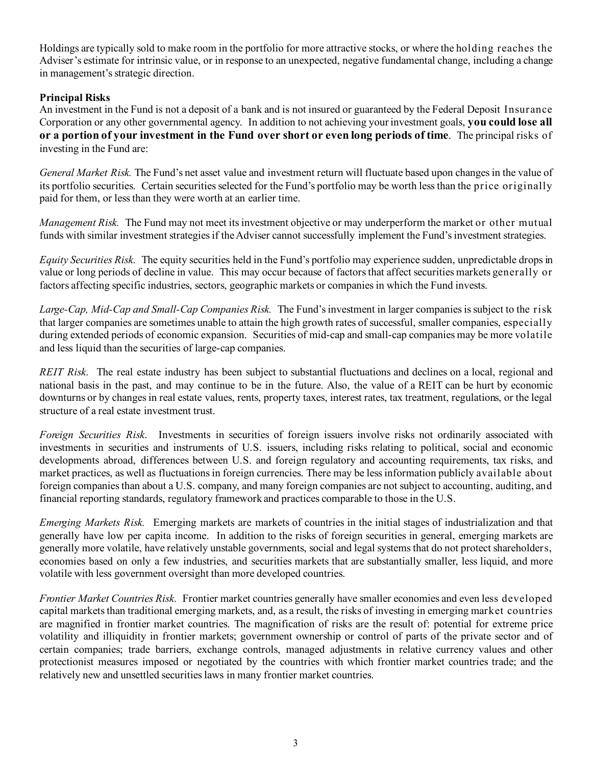Holdings are typically sold to make room in the portfolio for more attractive stocks, or where the holding reaches the Adviser's estimate for intrinsic value, or in response to an unexpected, negative fundamental change, including a change in management's strategic direction.

**Principal Risks**

An investment in the Fund is not a deposit of a bank and is not insured or guaranteed by the Federal Deposit Insurance Corporation or any other governmental agency. In addition to not achieving your investment goals, **you could lose all or a portion of your investment in the Fund over short or even long periods of time**. The principal risks of investing in the Fund are:

*General Market Risk.* The Fund's net asset value and investment return will fluctuate based upon changes in the value of its portfolio securities. Certain securities selected for the Fund's portfolio may be worth less than the price originally paid for them, or less than they were worth at an earlier time.

*Management Risk.* The Fund may not meet its investment objective or may underperform the market or other mutual funds with similar investment strategies if the Adviser cannot successfully implement the Fund's investment strategies.

*Equity Securities Risk.* The equity securities held in the Fund's portfolio may experience sudden, unpredictable drops in value or long periods of decline in value. This may occur because of factors that affect securities markets generally or factors affecting specific industries, sectors, geographic markets or companies in which the Fund invests.

*Large-Cap, Mid-Cap and Small-Cap Companies Risk.* The Fund's investment in larger companies is subject to the risk that larger companies are sometimes unable to attain the high growth rates of successful, smaller companies, especially during extended periods of economic expansion. Securities of mid-cap and small-cap companies may be more volatile and less liquid than the securities of large-cap companies.

*REIT Risk.* The real estate industry has been subject to substantial fluctuations and declines on a local, regional and national basis in the past, and may continue to be in the future. Also, the value of a REIT can be hurt by economic downturns or by changes in real estate values, rents, property taxes, interest rates, tax treatment, regulations, or the legal structure of a real estate investment trust.

*Foreign Securities Risk.* Investments in securities of foreign issuers involve risks not ordinarily associated with investments in securities and instruments of U.S. issuers, including risks relating to political, social and economic developments abroad, differences between U.S. and foreign regulatory and accounting requirements, tax risks, and market practices, as well as fluctuations in foreign currencies. There may be less information publicly available about foreign companies than about a U.S. company, and many foreign companies are not subject to accounting, auditing, and financial reporting standards, regulatory framework and practices comparable to those in the U.S.

*Emerging Markets Risk.* Emerging markets are markets of countries in the initial stages of industrialization and that generally have low per capita income. In addition to the risks of foreign securities in general, emerging markets are generally more volatile, have relatively unstable governments, social and legal systems that do not protect shareholders, economies based on only a few industries, and securities markets that are substantially smaller, less liquid, and more volatile with less government oversight than more developed countries.

*Frontier Market Countries Risk.* Frontier market countries generally have smaller economies and even less developed capital markets than traditional emerging markets, and, as a result, the risks of investing in emerging market countries are magnified in frontier market countries. The magnification of risks are the result of: potential for extreme price volatility and illiquidity in frontier markets; government ownership or control of parts of the private sector and of certain companies; trade barriers, exchange controls, managed adjustments in relative currency values and other protectionist measures imposed or negotiated by the countries with which frontier market countries trade; and the relatively new and unsettled securities laws in many frontier market countries.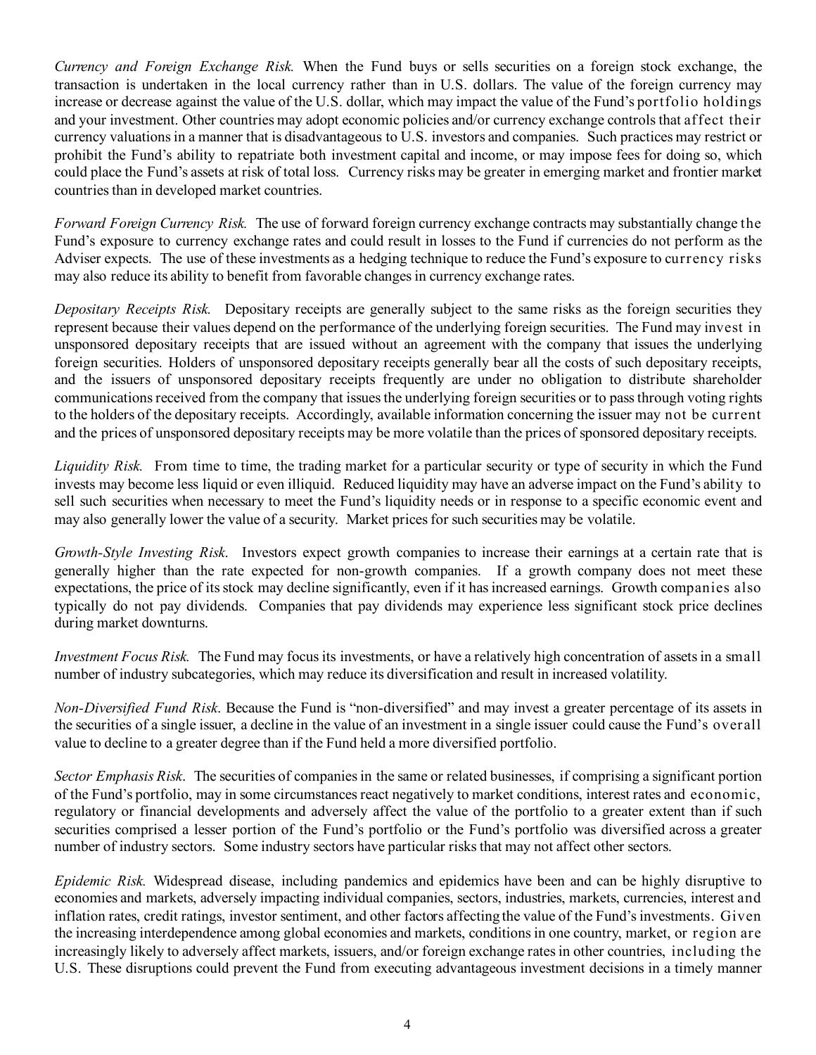*Currency and Foreign Exchange Risk.* When the Fund buys or sells securities on a foreign stock exchange, the transaction is undertaken in the local currency rather than in U.S. dollars. The value of the foreign currency may increase or decrease against the value of the U.S. dollar, which may impact the value of the Fund's portfolio holdings and your investment. Other countries may adopt economic policies and/or currency exchange controls that affect their currency valuations in a manner that is disadvantageous to U.S. investors and companies. Such practices may restrict or prohibit the Fund's ability to repatriate both investment capital and income, or may impose fees for doing so, which could place the Fund's assets at risk of total loss. Currency risks may be greater in emerging market and frontier market countries than in developed market countries.

*Forward Foreign Currency Risk.* The use of forward foreign currency exchange contracts may substantially change the Fund's exposure to currency exchange rates and could result in losses to the Fund if currencies do not perform as the Adviser expects. The use of these investments as a hedging technique to reduce the Fund's exposure to currency risks may also reduce its ability to benefit from favorable changes in currency exchange rates.

*Depositary Receipts Risk.* Depositary receipts are generally subject to the same risks as the foreign securities they represent because their values depend on the performance of the underlying foreign securities. The Fund may invest in unsponsored depositary receipts that are issued without an agreement with the company that issues the underlying foreign securities. Holders of unsponsored depositary receipts generally bear all the costs of such depositary receipts, and the issuers of unsponsored depositary receipts frequently are under no obligation to distribute shareholder communications received from the company that issues the underlying foreign securities or to pass through voting rights to the holders of the depositary receipts. Accordingly, available information concerning the issuer may not be current and the prices of unsponsored depositary receipts may be more volatile than the prices of sponsored depositary receipts.

*Liquidity Risk.* From time to time, the trading market for a particular security or type of security in which the Fund invests may become less liquid or even illiquid. Reduced liquidity may have an adverse impact on the Fund's ability to sell such securities when necessary to meet the Fund's liquidity needs or in response to a specific economic event and may also generally lower the value of a security. Market prices for such securities may be volatile.

*Growth-Style Investing Risk.* Investors expect growth companies to increase their earnings at a certain rate that is generally higher than the rate expected for non-growth companies. If a growth company does not meet these expectations, the price of its stock may decline significantly, even if it has increased earnings. Growth companies also typically do not pay dividends. Companies that pay dividends may experience less significant stock price declines during market downturns.

*Investment Focus Risk.* The Fund may focus its investments, or have a relatively high concentration of assets in a small number of industry subcategories, which may reduce its diversification and result in increased volatility.

*Non-Diversified Fund Risk.* Because the Fund is "non-diversified" and may invest a greater percentage of its assets in the securities of a single issuer, a decline in the value of an investment in a single issuer could cause the Fund's overall value to decline to a greater degree than if the Fund held a more diversified portfolio.

*Sector Emphasis Risk.* The securities of companies in the same or related businesses, if comprising a significant portion of the Fund's portfolio, may in some circumstances react negatively to market conditions, interest rates and economic, regulatory or financial developments and adversely affect the value of the portfolio to a greater extent than if such securities comprised a lesser portion of the Fund's portfolio or the Fund's portfolio was diversified across a greater number of industry sectors. Some industry sectors have particular risks that may not affect other sectors.

*Epidemic Risk.* Widespread disease, including pandemics and epidemics have been and can be highly disruptive to economies and markets, adversely impacting individual companies, sectors, industries, markets, currencies, interest and inflation rates, credit ratings, investor sentiment, and other factors affecting the value of the Fund's investments. Given the increasing interdependence among global economies and markets, conditions in one country, market, or region are increasingly likely to adversely affect markets, issuers, and/or foreign exchange rates in other countries, including the U.S. These disruptions could prevent the Fund from executing advantageous investment decisions in a timely manner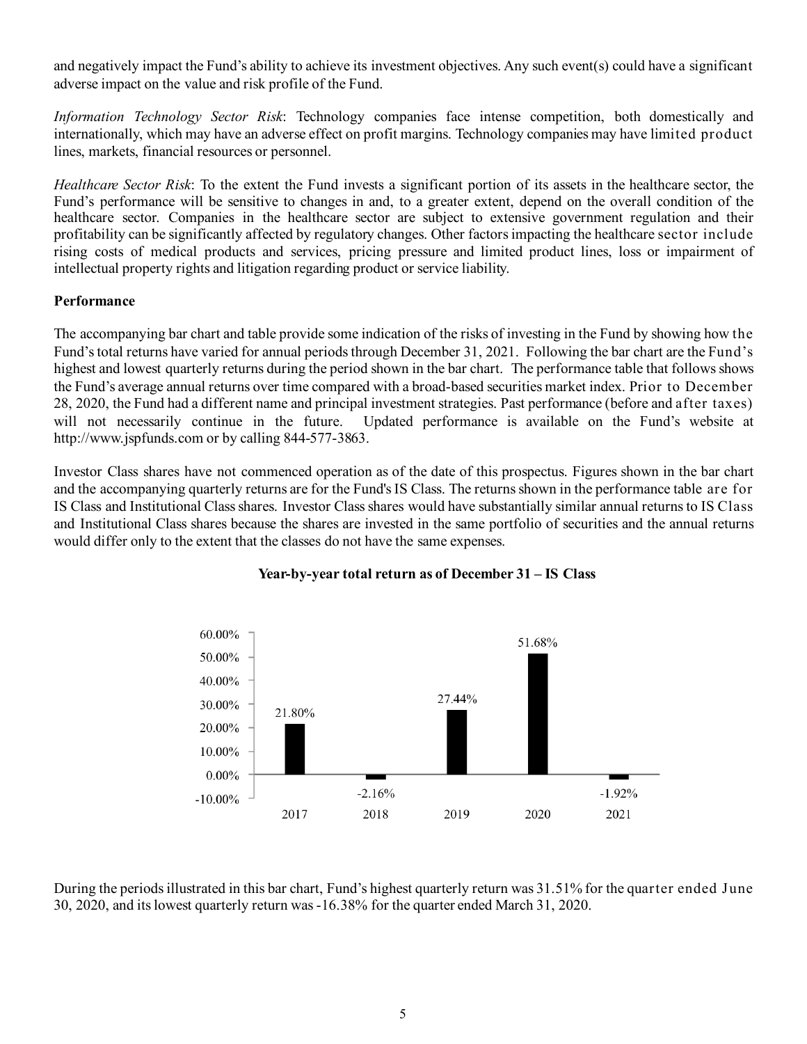and negatively impact the Fund's ability to achieve its investment objectives. Any such event(s) could have a significant adverse impact on the value and risk profile of the Fund.

*Information Technology Sector Risk*: Technology companies face intense competition, both domestically and internationally, which may have an adverse effect on profit margins. Technology companies may have limited product lines, markets, financial resources or personnel.

*Healthcare Sector Risk*: To the extent the Fund invests a significant portion of its assets in the healthcare sector, the Fund's performance will be sensitive to changes in and, to a greater extent, depend on the overall condition of the healthcare sector. Companies in the healthcare sector are subject to extensive government regulation and their profitability can be significantly affected by regulatory changes. Other factors impacting the healthcare sector include rising costs of medical products and services, pricing pressure and limited product lines, loss or impairment of intellectual property rights and litigation regarding product or service liability.

**Performance**

The accompanying bar chart and table provide some indication of the risks of investing in the Fund by showing how the Fund's total returns have varied for annual periods through December 31, 2021. Following the bar chart are the Fund's highest and lowest quarterly returns during the period shown in the bar chart. The performance table that follows shows the Fund's average annual returns over time compared with a broad-based securities market index. Prior to December 28, 2020, the Fund had a different name and principal investment strategies. Past performance (before and after taxes) will not necessarily continue in the future. Updated performance is available on the Fund's website at http://www.jspfunds.com or by calling 844-577-3863.

Investor Class shares have not commenced operation as of the date of this prospectus. Figures shown in the bar chart and the accompanying quarterly returns are for the Fund's IS Class. The returns shown in the performance table are for IS Class and Institutional Class shares. Investor Class shares would have substantially similar annual returns to IS Class and Institutional Class shares because the shares are invested in the same portfolio of securities and the annual returns would differ only to the extent that the classes do not have the same expenses.

**Year-by-year total return as of December 31 – IS Class**

| 2017 | 2018 | 2019 | 2020 | 2021 |
|---|---|---|---|---|
| 21.80% | -2.16% | 27.44% | 51.68% | -1.92% |

During the periods illustrated in this bar chart, Fund's highest quarterly return was 31.51% for the quarter ended June 30, 2020, and its lowest quarterly return was -16.38% for the quarter ended March 31, 2020.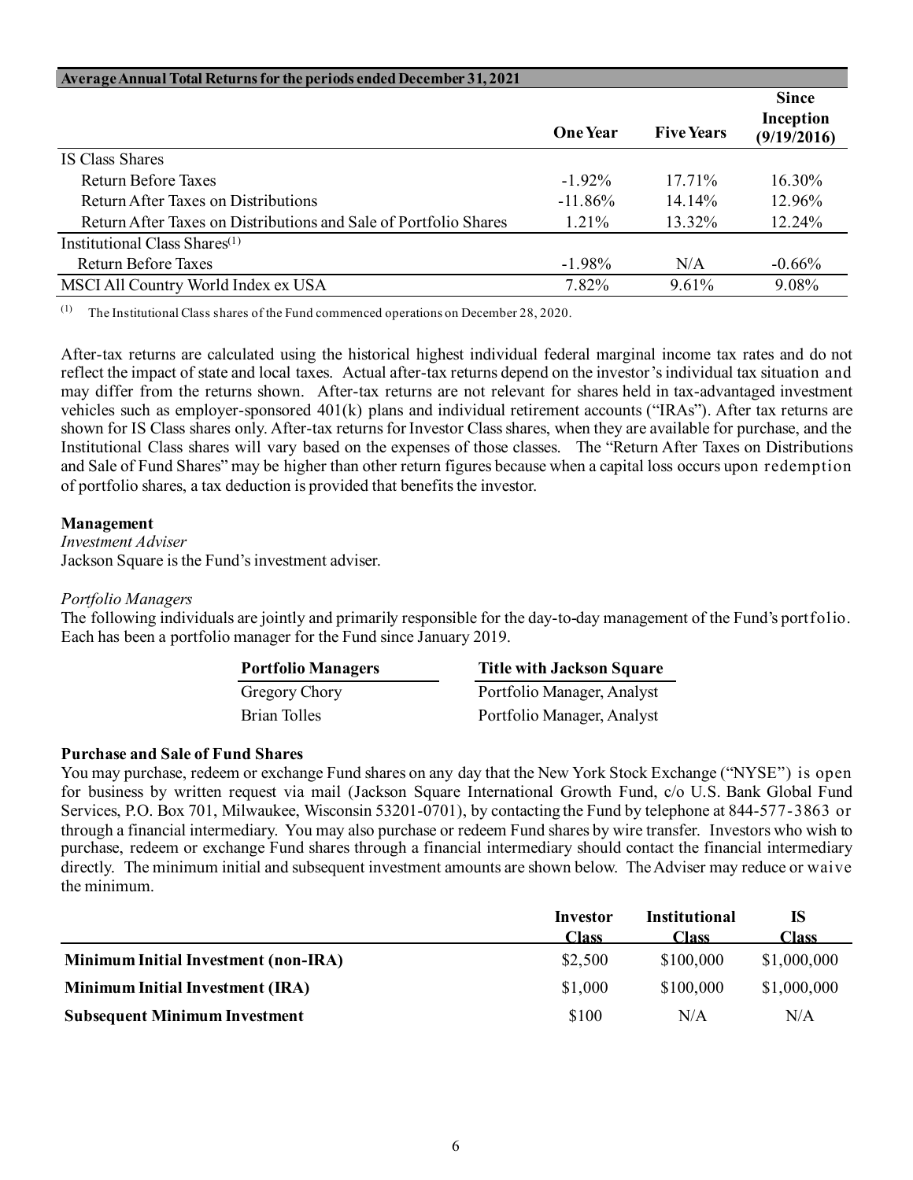| Average Annual Total Returns for the periods ended December 31, 2021 | One Year | Five Years | Since Inception (9/19/2016) |
|---|---|---|---|
| IS Class Shares | | | |
| Return Before Taxes | -1.92% | 17.71% | 16.30% |
| Return After Taxes on Distributions | -11.86% | 14.14% | 12.96% |
| Return After Taxes on Distributions and Sale of Portfolio Shares | 1.21% | 13.32% | 12.24% |
| Institutional Class Shares[(1)] | | | |
| Return Before Taxes | -1.98% | N/A | -0.66% |
| MSCI All Country World Index ex USA | 7.82% | 9.61% | 9.08% |

[(1)] The Institutional Class shares of the Fund commenced operations on December 28, 2020.

After-tax returns are calculated using the historical highest individual federal marginal income tax rates and do not reflect the impact of state and local taxes. Actual after-tax returns depend on the investor's individual tax situation and may differ from the returns shown. After-tax returns are not relevant for shares held in tax-advantaged investment vehicles such as employer-sponsored 401(k) plans and individual retirement accounts ("IRAs"). After tax returns are shown for IS Class shares only. After-tax returns for Investor Class shares, when they are available for purchase, and the Institutional Class shares will vary based on the expenses of those classes. The "Return After Taxes on Distributions and Sale of Fund Shares" may be higher than other return figures because when a capital loss occurs upon redemption of portfolio shares, a tax deduction is provided that benefits the investor.

**Management**

*Investment Adviser*

Jackson Square is the Fund's investment adviser.

*Portfolio Managers*

The following individuals are jointly and primarily responsible for the day-to-day management of the Fund's portfolio. Each has been a portfolio manager for the Fund since January 2019.

| Portfolio Managers | Title with Jackson Square |
|---|---|
| Gregory Chory | Portfolio Manager, Analyst |
| Brian Tolles | Portfolio Manager, Analyst |

**Purchase and Sale of Fund Shares**

You may purchase, redeem or exchange Fund shares on any day that the New York Stock Exchange ("NYSE") is open for business by written request via mail (Jackson Square International Growth Fund, c/o U.S. Bank Global Fund Services, P.O. Box 701, Milwaukee, Wisconsin 53201-0701), by contacting the Fund by telephone at 844-577-3863 or through a financial intermediary. You may also purchase or redeem Fund shares by wire transfer. Investors who wish to purchase, redeem or exchange Fund shares through a financial intermediary should contact the financial intermediary directly. The minimum initial and subsequent investment amounts are shown below. The Adviser may reduce or waive the minimum.

| | Investor Class | Institutional Class | IS Class |
|---|---|---|---|
| **Minimum Initial Investment (non-IRA)** | $2,500 | $100,000 | $1,000,000 |
| **Minimum Initial Investment (IRA)** | $1,000 | $100,000 | $1,000,000 |
| **Subsequent Minimum Investment** | $100 | N/A | N/A |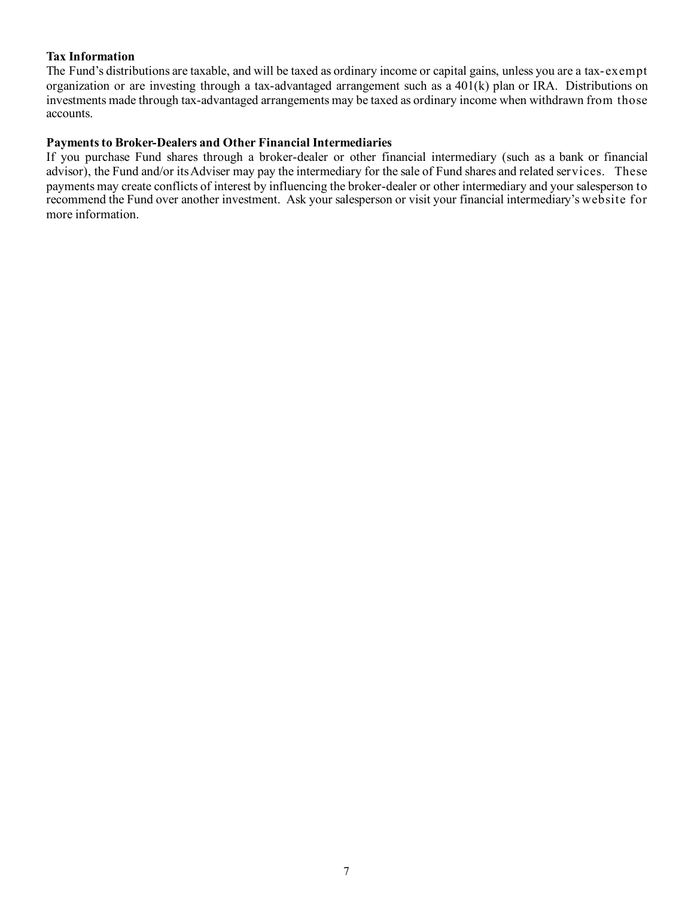**Tax Information**

The Fund's distributions are taxable, and will be taxed as ordinary income or capital gains, unless you are a tax-exempt organization or are investing through a tax-advantaged arrangement such as a 401(k) plan or IRA. Distributions on investments made through tax-advantaged arrangements may be taxed as ordinary income when withdrawn from those accounts.

**Payments to Broker-Dealers and Other Financial Intermediaries**

If you purchase Fund shares through a broker-dealer or other financial intermediary (such as a bank or financial advisor), the Fund and/or its Adviser may pay the intermediary for the sale of Fund shares and related services. These payments may create conflicts of interest by influencing the broker-dealer or other intermediary and your salesperson to recommend the Fund over another investment. Ask your salesperson or visit your financial intermediary's website for more information.